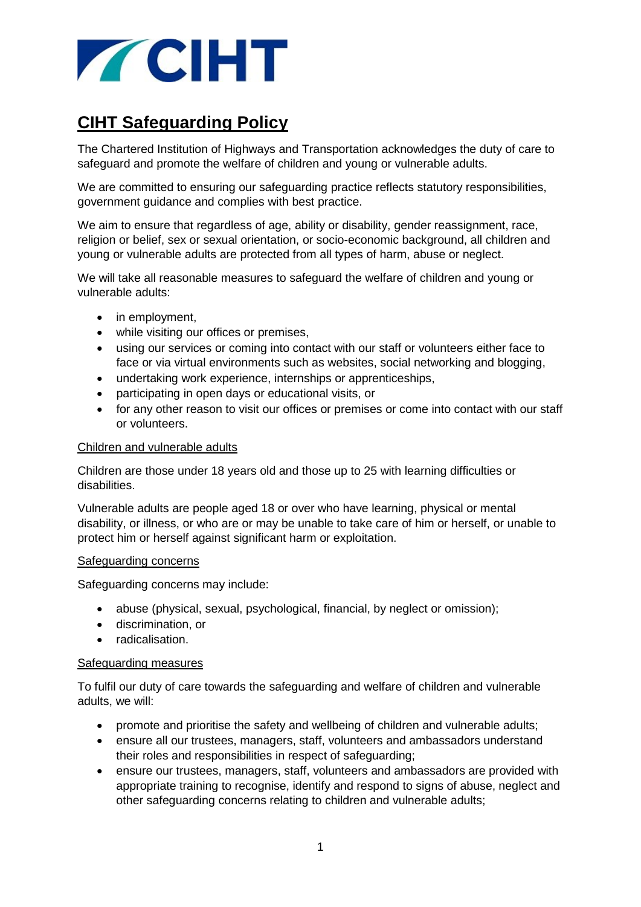# CIHT Safeguarding Policy

The Chartered Institution of Highways and Transportation acknowledges the duty of care to safeguard and promote the welfare of children and young or vulnerable adults.

We are committed to ensuring our safeguarding practice reflects statutory responsibilities, government guidance and complies with best practice.

We aim to ensure that regardless of age, ability or disability, gender reassignment, race, religion or belief, sex or sexual orientation, or socio-economic background, all children and young or vulnerable adults are protected from all types of harm, abuse or neglect.

We will take all reasonable measures to safeguard the welfare of children and young or vulnerable adults:

- in employment,
- while visiting our offices or premises,
- using our services or coming into contact with our staff or volunteers either face to face or via virtual environments such as websites, social networking and blogging,
- undertaking work experience, internships or apprenticeships,
- participating in open days or educational visits, or
- for any other reason to visit our offices or premises or come into contact with our staff or volunteers.

## Children and vulnerable adults

Children are those under 18 years old and those up to 25 with learning difficulties or disabilities.

Vulnerable adults are people aged 18 or over who have learning, physical or mental disability, or illness, or who are or may be unable to take care of him or herself, or unable to protect him or herself against significant harm or exploitation.

## Safeguarding concerns

Safeguarding concerns may include:

- abuse (physical, sexual, psychological, financial, by neglect or omission);
- discrimination, or
- radicalisation.

## Safeguarding measures

To fulfil our duty of care towards the safeguarding and welfare of children and vulnerable adults, we will:

- promote and prioritise the safety and wellbeing of children and vulnerable adults;
- ensure all our trustees, managers, staff, volunteers and ambassadors understand their roles and responsibilities in respect of safeguarding;
- ensure our trustees, managers, staff, volunteers and ambassadors are provided with appropriate training to recognise, identify and respond to signs of abuse, neglect and other safeguarding concerns relating to children and vulnerable adults;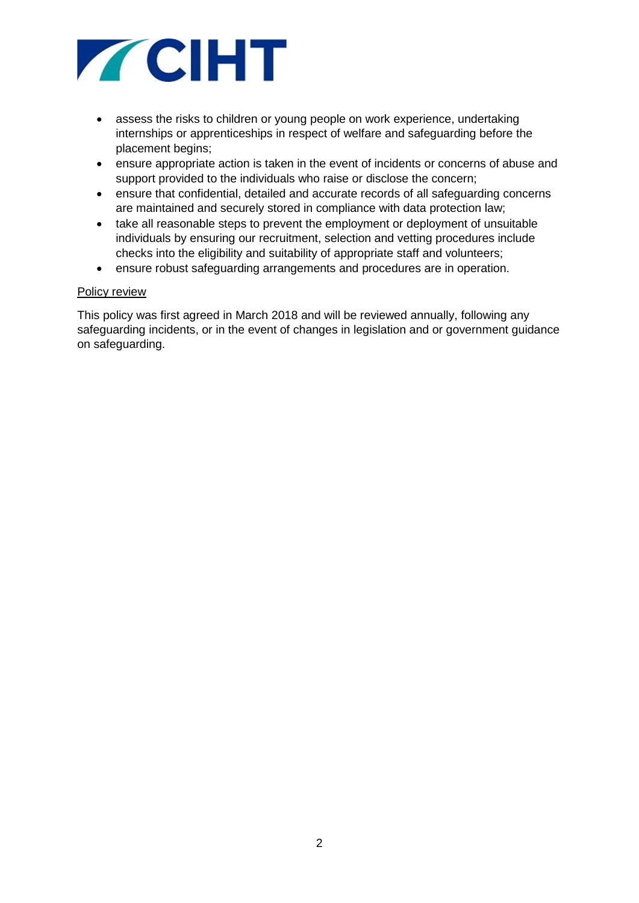- assess the risks to children or young people on work experience, undertaking internships or apprenticeships in respect of welfare and safeguarding before the placement begins;
- ensure appropriate action is taken in the event of incidents or concerns of abuse and support provided to the individuals who raise or disclose the concern;
- ensure that confidential, detailed and accurate records of all safeguarding concerns are maintained and securely stored in compliance with data protection law;
- take all reasonable steps to prevent the employment or deployment of unsuitable individuals by ensuring our recruitment, selection and vetting procedures include checks into the eligibility and suitability of appropriate staff and volunteers;
- ensure robust safeguarding arrangements and procedures are in operation.

Policy review

This policy was first agreed in March 2018 and will be reviewed annually, following any safeguarding incidents, or in the event of changes in legislation and or government guidance on safeguarding.